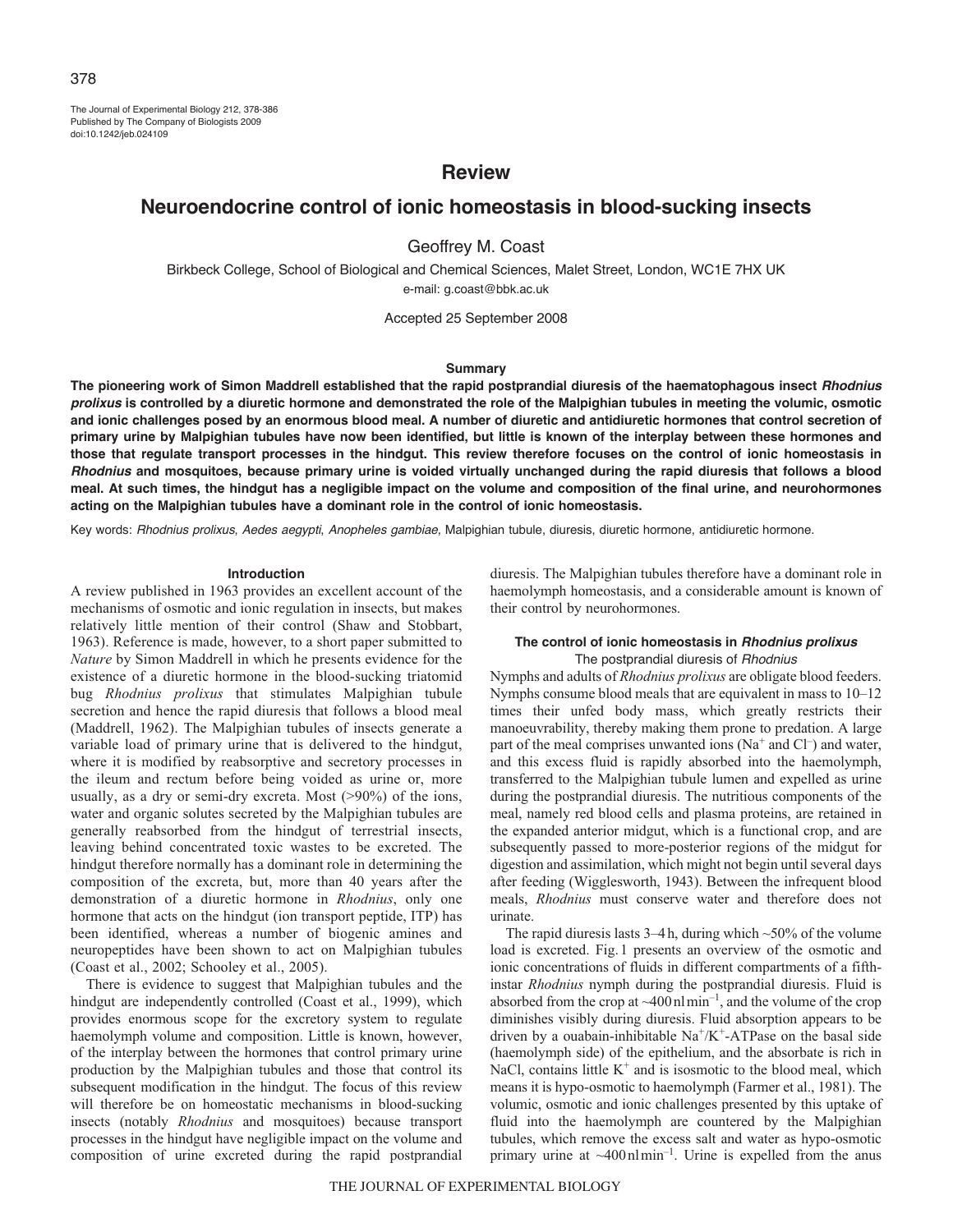# Review

## Neuroendocrine control of ionic homeostasis in blood-sucking insects

Geoffrey M. Coast

Birkbeck College, School of Biological and Chemical Sciences, Malet Street, London, WC1E 7HX UK

e-mail: g.coast@bbk.ac.uk

Accepted 25 September 2008

### Summary

**The pioneering work of Simon Maddrell established that the rapid postprandial diuresis of the haematophagous insect *Rhodnius prolixus* is controlled by a diuretic hormone and demonstrated the role of the Malpighian tubules in meeting the volumic, osmotic and ionic challenges posed by an enormous blood meal. A number of diuretic and antidiuretic hormones that control secretion of primary urine by Malpighian tubules have now been identified, but little is known of the interplay between these hormones and those that regulate transport processes in the hindgut. This review therefore focuses on the control of ionic homeostasis in *Rhodnius* and mosquitoes, because primary urine is voided virtually unchanged during the rapid diuresis that follows a blood meal. At such times, the hindgut has a negligible impact on the volume and composition of the final urine, and neurohormones acting on the Malpighian tubules have a dominant role in the control of ionic homeostasis.**

Key words: *Rhodnius prolixus*, *Aedes aegypti*, *Anopheles gambiae*, Malpighian tubule, diuresis, diuretic hormone, antidiuretic hormone.

### Introduction

A review published in 1963 provides an excellent account of the mechanisms of osmotic and ionic regulation in insects, but makes relatively little mention of their control (Shaw and Stobbart, 1963). Reference is made, however, to a short paper submitted to *Nature* by Simon Maddrell in which he presents evidence for the existence of a diuretic hormone in the blood-sucking triatomid bug *Rhodnius prolixus* that stimulates Malpighian tubule secretion and hence the rapid diuresis that follows a blood meal (Maddrell, 1962). The Malpighian tubules of insects generate a variable load of primary urine that is delivered to the hindgut, where it is modified by reabsorptive and secretory processes in the ileum and rectum before being voided as urine or, more usually, as a dry or semi-dry excreta. Most (>90%) of the ions, water and organic solutes secreted by the Malpighian tubules are generally reabsorbed from the hindgut of terrestrial insects, leaving behind concentrated toxic wastes to be excreted. The hindgut therefore normally has a dominant role in determining the composition of the excreta, but, more than 40 years after the demonstration of a diuretic hormone in *Rhodnius*, only one hormone that acts on the hindgut (ion transport peptide, ITP) has been identified, whereas a number of biogenic amines and neuropeptides have been shown to act on Malpighian tubules (Coast et al., 2002; Schooley et al., 2005).

There is evidence to suggest that Malpighian tubules and the hindgut are independently controlled (Coast et al., 1999), which provides enormous scope for the excretory system to regulate haemolymph volume and composition. Little is known, however, of the interplay between the hormones that control primary urine production by the Malpighian tubules and those that control its subsequent modification in the hindgut. The focus of this review will therefore be on homeostatic mechanisms in blood-sucking insects (notably *Rhodnius* and mosquitoes) because transport processes in the hindgut have negligible impact on the volume and composition of urine excreted during the rapid postprandial diuresis. The Malpighian tubules therefore have a dominant role in haemolymph homeostasis, and a considerable amount is known of their control by neurohormones.

### The control of ionic homeostasis in *Rhodnius prolixus*

#### The postprandial diuresis of *Rhodnius*

Nymphs and adults of *Rhodnius prolixus* are obligate blood feeders. Nymphs consume blood meals that are equivalent in mass to 10–12 times their unfed body mass, which greatly restricts their manoeuvrability, thereby making them prone to predation. A large part of the meal comprises unwanted ions ($Na^+$ and $Cl^-$) and water, and this excess fluid is rapidly absorbed into the haemolymph, transferred to the Malpighian tubule lumen and expelled as urine during the postprandial diuresis. The nutritious components of the meal, namely red blood cells and plasma proteins, are retained in the expanded anterior midgut, which is a functional crop, and are subsequently passed to more-posterior regions of the midgut for digestion and assimilation, which might not begin until several days after feeding (Wigglesworth, 1943). Between the infrequent blood meals, *Rhodnius* must conserve water and therefore does not urinate.

The rapid diuresis lasts 3–4 h, during which ~50% of the volume load is excreted. Fig. 1 presents an overview of the osmotic and ionic concentrations of fluids in different compartments of a fifth-instar *Rhodnius* nymph during the postprandial diuresis. Fluid is absorbed from the crop at ~400 nl min$^{-1}$, and the volume of the crop diminishes visibly during diuresis. Fluid absorption appears to be driven by a ouabain-inhibitable $Na^+/K^+$-ATPase on the basal side (haemolymph side) of the epithelium, and the absorbate is rich in NaCl, contains little $K^+$ and is isosmotic to the blood meal, which means it is hypo-osmotic to haemolymph (Farmer et al., 1981). The volumic, osmotic and ionic challenges presented by this uptake of fluid into the haemolymph are countered by the Malpighian tubules, which remove the excess salt and water as hypo-osmotic primary urine at ~400 nl min$^{-1}$. Urine is expelled from the anus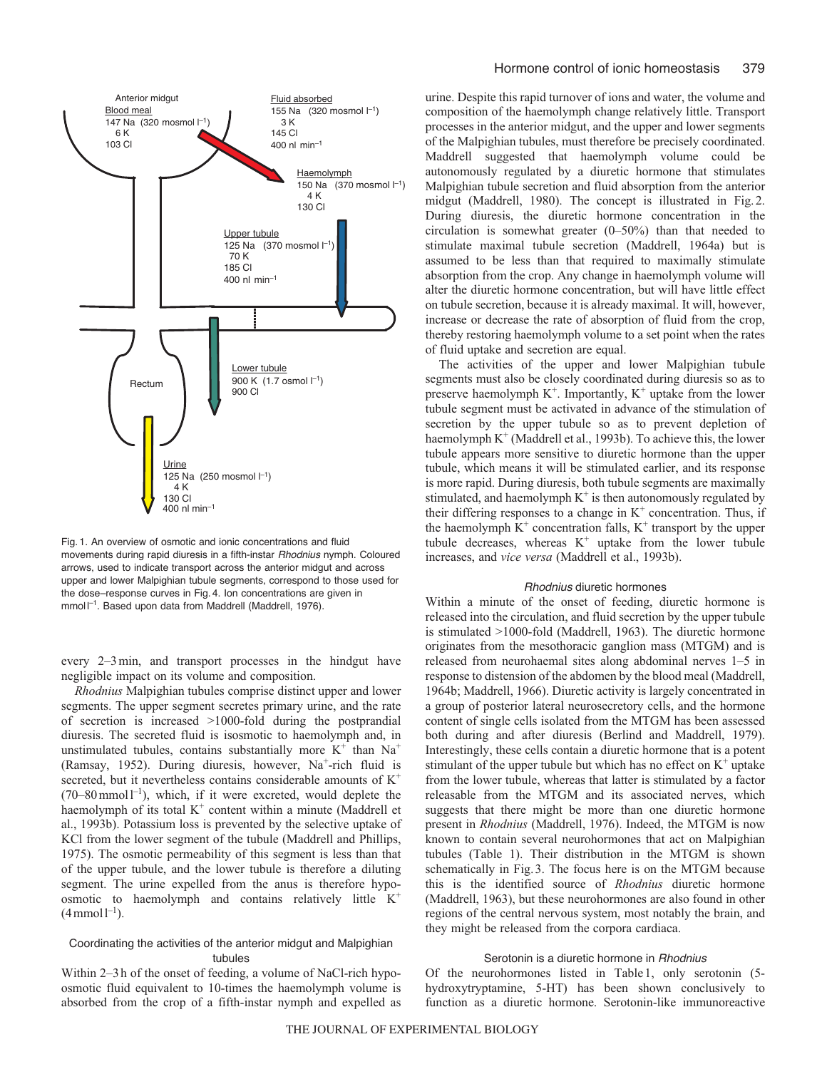Anterior midgut

Blood meal
147 Na (320 mosmol $l^{-1}$)
6 K
103 Cl

Fluid absorbed
155 Na (320 mosmol $l^{-1}$)
3 K
145 Cl
400 nl $min^{-1}$

Haemolymph
150 Na (370 mosmol $l^{-1}$)
4 K
130 Cl

Upper tubule
125 Na (370 mosmol $l^{-1}$)
70 K
185 Cl
400 nl $min^{-1}$

Rectum

Lower tubule
900 K (1.7 osmol $l^{-1}$)
900 Cl

Urine
125 Na (250 mosmol $l^{-1}$)
4 K
130 Cl
400 nl $min^{-1}$

Fig. 1. An overview of osmotic and ionic concentrations and fluid movements during rapid diuresis in a fifth-instar *Rhodnius* nymph. Coloured arrows, used to indicate transport across the anterior midgut and across upper and lower Malpighian tubule segments, correspond to those used for the dose–response curves in Fig. 4. Ion concentrations are given in mmol $l^{-1}$. Based upon data from Maddrell (Maddrell, 1976).

every 2–3 min, and transport processes in the hindgut have negligible impact on its volume and composition.

*Rhodnius* Malpighian tubules comprise distinct upper and lower segments. The upper segment secretes primary urine, and the rate of secretion is increased >1000-fold during the postprandial diuresis. The secreted fluid is isosmotic to haemolymph and, in unstimulated tubules, contains substantially more $K^+$ than $Na^+$ (Ramsay, 1952). During diuresis, however, $Na^+$-rich fluid is secreted, but it nevertheless contains considerable amounts of $K^+$ (70–80 mmol $l^{-1}$), which, if it were excreted, would deplete the haemolymph of its total $K^+$ content within a minute (Maddrell et al., 1993b). Potassium loss is prevented by the selective uptake of KCl from the lower segment of the tubule (Maddrell and Phillips, 1975). The osmotic permeability of this segment is less than that of the upper tubule, and the lower tubule is therefore a diluting segment. The urine expelled from the anus is therefore hypo-osmotic to haemolymph and contains relatively little $K^+$ (4 mmol $l^{-1}$).

## Coordinating the activities of the anterior midgut and Malpighian tubules

Within 2–3 h of the onset of feeding, a volume of NaCl-rich hypo-osmotic fluid equivalent to 10-times the haemolymph volume is absorbed from the crop of a fifth-instar nymph and expelled as urine. Despite this rapid turnover of ions and water, the volume and composition of the haemolymph change relatively little. Transport processes in the anterior midgut, and the upper and lower segments of the Malpighian tubules, must therefore be precisely coordinated. Maddrell suggested that haemolymph volume could be autonomously regulated by a diuretic hormone that stimulates Malpighian tubule secretion and fluid absorption from the anterior midgut (Maddrell, 1980). The concept is illustrated in Fig. 2. During diuresis, the diuretic hormone concentration in the circulation is somewhat greater (0–50%) than that needed to stimulate maximal tubule secretion (Maddrell, 1964a) but is assumed to be less than that required to maximally stimulate absorption from the crop. Any change in haemolymph volume will alter the diuretic hormone concentration, but will have little effect on tubule secretion, because it is already maximal. It will, however, increase or decrease the rate of absorption of fluid from the crop, thereby restoring haemolymph volume to a set point when the rates of fluid uptake and secretion are equal.

The activities of the upper and lower Malpighian tubule segments must also be closely coordinated during diuresis so as to preserve haemolymph $K^+$. Importantly, $K^+$ uptake from the lower tubule segment must be activated in advance of the stimulation of secretion by the upper tubule so as to prevent depletion of haemolymph $K^+$ (Maddrell et al., 1993b). To achieve this, the lower tubule appears more sensitive to diuretic hormone than the upper tubule, which means it will be stimulated earlier, and its response is more rapid. During diuresis, both tubule segments are maximally stimulated, and haemolymph $K^+$ is then autonomously regulated by their differing responses to a change in $K^+$ concentration. Thus, if the haemolymph $K^+$ concentration falls, $K^+$ transport by the upper tubule decreases, whereas $K^+$ uptake from the lower tubule increases, and *vice versa* (Maddrell et al., 1993b).

## *Rhodnius* diuretic hormones

Within a minute of the onset of feeding, diuretic hormone is released into the circulation, and fluid secretion by the upper tubule is stimulated >1000-fold (Maddrell, 1963). The diuretic hormone originates from the mesothoracic ganglion mass (MTGM) and is released from neurohaemal sites along abdominal nerves 1–5 in response to distension of the abdomen by the blood meal (Maddrell, 1964b; Maddrell, 1966). Diuretic activity is largely concentrated in a group of posterior lateral neurosecretory cells, and the hormone content of single cells isolated from the MTGM has been assessed both during and after diuresis (Berlind and Maddrell, 1979). Interestingly, these cells contain a diuretic hormone that is a potent stimulant of the upper tubule but which has no effect on $K^+$ uptake from the lower tubule, whereas that latter is stimulated by a factor releasable from the MTGM and its associated nerves, which suggests that there might be more than one diuretic hormone present in *Rhodnius* (Maddrell, 1976). Indeed, the MTGM is now known to contain several neurohormones that act on Malpighian tubules (Table 1). Their distribution in the MTGM is shown schematically in Fig. 3. The focus here is on the MTGM because this is the identified source of *Rhodnius* diuretic hormone (Maddrell, 1963), but these neurohormones are also found in other regions of the central nervous system, most notably the brain, and they might be released from the corpora cardiaca.

## Serotonin is a diuretic hormone in *Rhodnius*

Of the neurohormones listed in Table 1, only serotonin (5-hydroxytryptamine, 5-HT) has been shown conclusively to function as a diuretic hormone. Serotonin-like immunoreactive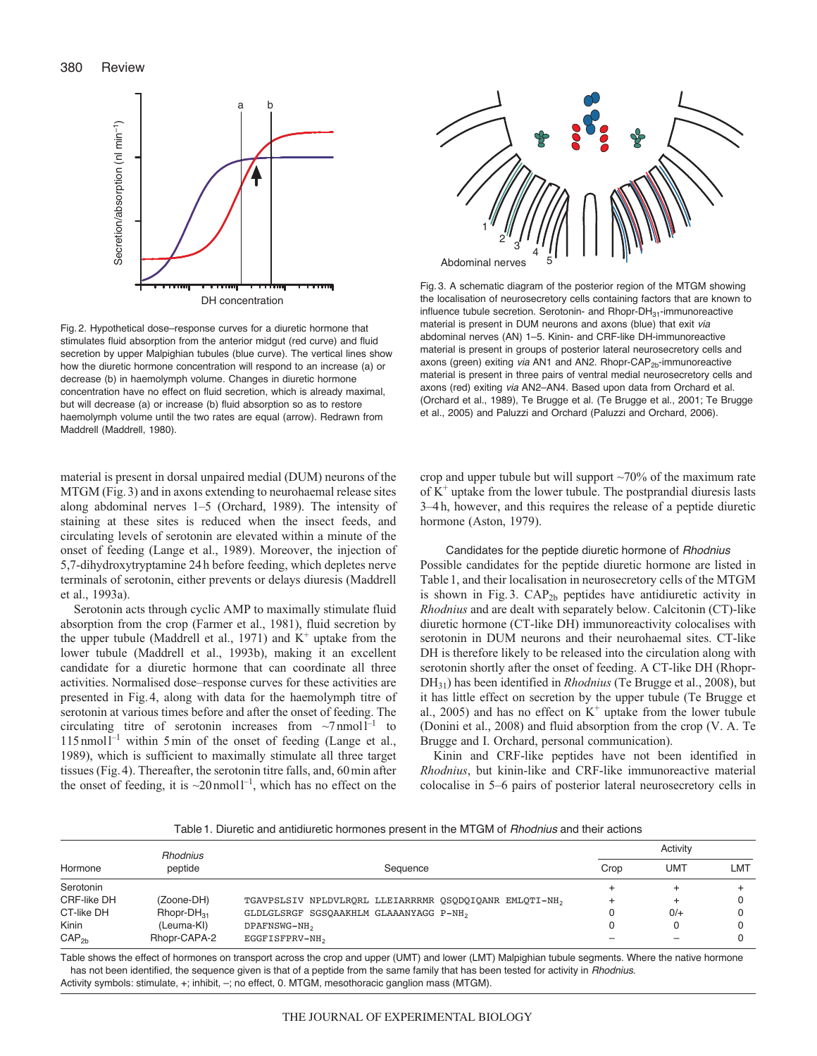Fig. 2. Hypothetical dose–response curves for a diuretic hormone that stimulates fluid absorption from the anterior midgut (red curve) and fluid secretion by upper Malpighian tubules (blue curve). The vertical lines show how the diuretic hormone concentration will respond to an increase (a) or decrease (b) in haemolymph volume. Changes in diuretic hormone concentration have no effect on fluid secretion, which is already maximal, but will decrease (a) or increase (b) fluid absorption so as to restore haemolymph volume until the two rates are equal (arrow). Redrawn from Maddrell (Maddrell, 1980).

Fig. 3. A schematic diagram of the posterior region of the MTGM showing the localisation of neurosecretory cells containing factors that are known to influence tubule secretion. Serotonin- and Rhopr-$DH_{31}$-immunoreactive material is present in DUM neurons and axons (blue) that exit *via* abdominal nerves (AN) 1–5. Kinin- and CRF-like DH-immunoreactive material is present in groups of posterior lateral neurosecretory cells and axons (green) exiting *via* AN1 and AN2. Rhopr-$CAP_{2b}$-immunoreactive material is present in three pairs of ventral medial neurosecretory cells and axons (red) exiting *via* AN2–AN4. Based upon data from Orchard et al. (Orchard et al., 1989), Te Brugge et al. (Te Brugge et al., 2001; Te Brugge et al., 2005) and Paluzzi and Orchard (Paluzzi and Orchard, 2006).

material is present in dorsal unpaired medial (DUM) neurons of the MTGM (Fig. 3) and in axons extending to neurohaemal release sites along abdominal nerves 1–5 (Orchard, 1989). The intensity of staining at these sites is reduced when the insect feeds, and circulating levels of serotonin are elevated within a minute of the onset of feeding (Lange et al., 1989). Moreover, the injection of 5,7-dihydroxytryptamine 24 h before feeding, which depletes nerve terminals of serotonin, either prevents or delays diuresis (Maddrell et al., 1993a).

Serotonin acts through cyclic AMP to maximally stimulate fluid absorption from the crop (Farmer et al., 1981), fluid secretion by the upper tubule (Maddrell et al., 1971) and $K^+$ uptake from the lower tubule (Maddrell et al., 1993b), making it an excellent candidate for a diuretic hormone that can coordinate all three activities. Normalised dose–response curves for these activities are presented in Fig. 4, along with data for the haemolymph titre of serotonin at various times before and after the onset of feeding. The circulating titre of serotonin increases from ~7 nmol $l^{-1}$ to 115 nmol $l^{-1}$ within 5 min of the onset of feeding (Lange et al., 1989), which is sufficient to maximally stimulate all three target tissues (Fig. 4). Thereafter, the serotonin titre falls, and, 60 min after the onset of feeding, it is ~20 nmol $l^{-1}$, which has no effect on the crop and upper tubule but will support ~70% of the maximum rate of $K^+$ uptake from the lower tubule. The postprandial diuresis lasts 3–4 h, however, and this requires the release of a peptide diuretic hormone (Aston, 1979).

### Candidates for the peptide diuretic hormone of *Rhodnius*

Possible candidates for the peptide diuretic hormone are listed in Table 1, and their localisation in neurosecretory cells of the MTGM is shown in Fig. 3. $CAP_{2b}$ peptides have antidiuretic activity in *Rhodnius* and are dealt with separately below. Calcitonin (CT)-like diuretic hormone (CT-like DH) immunoreactivity colocalises with serotonin in DUM neurons and their neurohaemal sites. CT-like DH is therefore likely to be released into the circulation along with serotonin shortly after the onset of feeding. A CT-like DH (Rhopr-$DH_{31}$) has been identified in *Rhodnius* (Te Brugge et al., 2008), but it has little effect on secretion by the upper tubule (Te Brugge et al., 2005) and has no effect on $K^+$ uptake from the lower tubule (Donini et al., 2008) and fluid absorption from the crop (V. A. Te Brugge and I. Orchard, personal communication).

Kinin and CRF-like peptides have not been identified in *Rhodnius*, but kinin-like and CRF-like immunoreactive material colocalise in 5–6 pairs of posterior lateral neurosecretory cells in

Table 1. Diuretic and antidiuretic hormones present in the MTGM of *Rhodnius* and their actions

| Hormone | *Rhodnius* peptide | Sequence | Activity: Crop | Activity: UMT | Activity: LMT |
|---|---|---|---|---|---|
| Serotonin | | | + | + | + |
| CRF-like DH | (Zoone-DH) | TGAVPSLSIV NPLDVLRQRL LLEIARRRMR QSQDQIQANR EMLQTI-$NH_2$ | + | + | 0 |
| CT-like DH | Rhopr-$DH_{31}$ | GLDLGLSRGF SGSQAAKHLM GLAAANYAGG P-$NH_2$ | 0 | 0/+ | 0 |
| Kinin | (Leuma-KI) | DPAFNSWG-$NH_2$ | 0 | 0 | 0 |
| $CAP_{2b}$ | Rhopr-CAPA-2 | EGGFISFPRV-$NH_2$ | – | – | 0 |

Table shows the effect of hormones on transport across the crop and upper (UMT) and lower (LMT) Malpighian tubule segments. Where the native hormone has not been identified, the sequence given is that of a peptide from the same family that has been tested for activity in *Rhodnius*.
Activity symbols: stimulate, +; inhibit, –; no effect, 0. MTGM, mesothoracic ganglion mass (MTGM).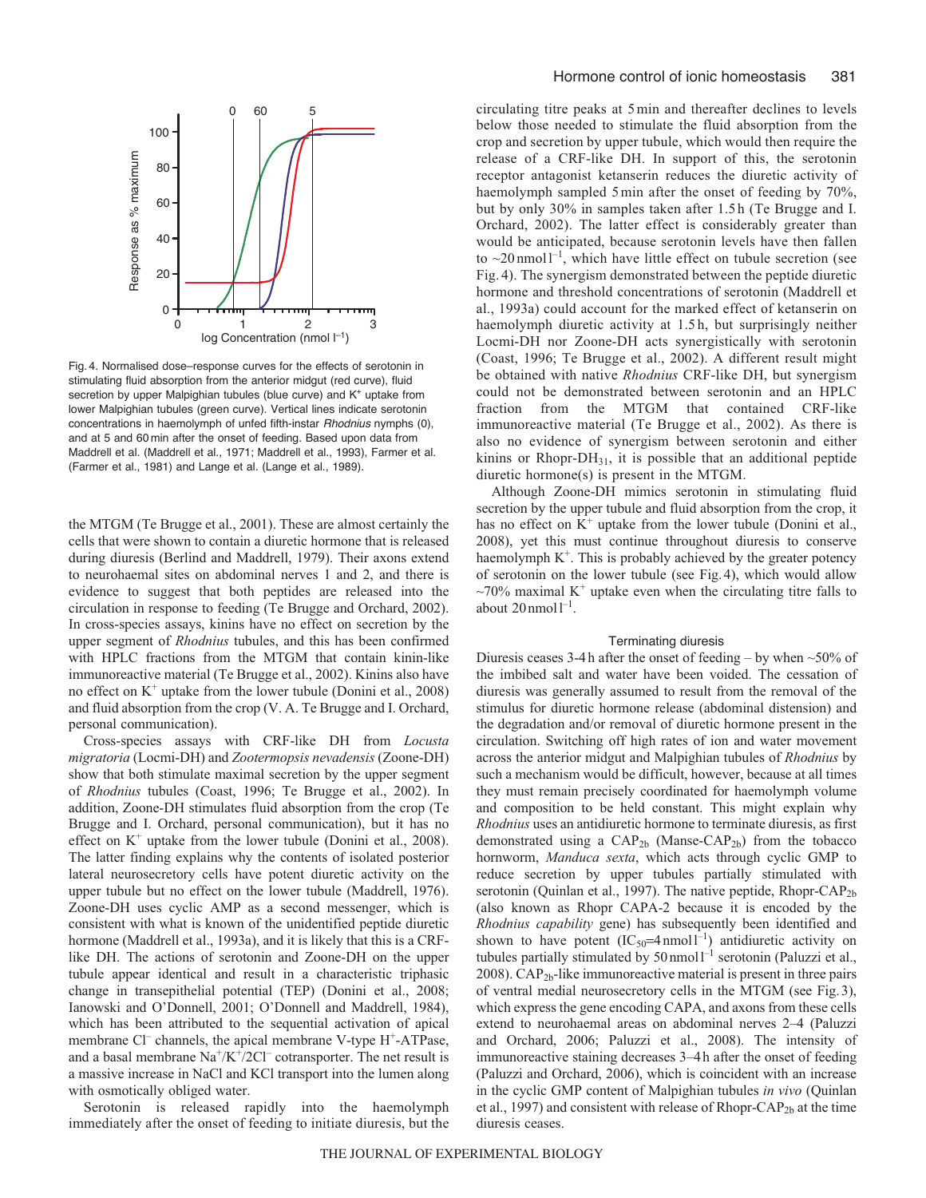Fig. 4. Normalised dose–response curves for the effects of serotonin in stimulating fluid absorption from the anterior midgut (red curve), fluid secretion by upper Malpighian tubules (blue curve) and $K^+$ uptake from lower Malpighian tubules (green curve). Vertical lines indicate serotonin concentrations in haemolymph of unfed fifth-instar *Rhodnius* nymphs (0), and at 5 and 60 min after the onset of feeding. Based upon data from Maddrell et al. (Maddrell et al., 1971; Maddrell et al., 1993), Farmer et al. (Farmer et al., 1981) and Lange et al. (Lange et al., 1989).

the MTGM (Te Brugge et al., 2001). These are almost certainly the cells that were shown to contain a diuretic hormone that is released during diuresis (Berlind and Maddrell, 1979). Their axons extend to neurohaemal sites on abdominal nerves 1 and 2, and there is evidence to suggest that both peptides are released into the circulation in response to feeding (Te Brugge and Orchard, 2002). In cross-species assays, kinins have no effect on secretion by the upper segment of *Rhodnius* tubules, and this has been confirmed with HPLC fractions from the MTGM that contain kinin-like immunoreactive material (Te Brugge et al., 2002). Kinins also have no effect on $K^+$ uptake from the lower tubule (Donini et al., 2008) and fluid absorption from the crop (V. A. Te Brugge and I. Orchard, personal communication).

Cross-species assays with CRF-like DH from *Locusta migratoria* (Locmi-DH) and *Zootermopsis nevadensis* (Zoone-DH) show that both stimulate maximal secretion by the upper segment of *Rhodnius* tubules (Coast, 1996; Te Brugge et al., 2002). In addition, Zoone-DH stimulates fluid absorption from the crop (Te Brugge and I. Orchard, personal communication), but it has no effect on $K^+$ uptake from the lower tubule (Donini et al., 2008). The latter finding explains why the contents of isolated posterior lateral neurosecretory cells have potent diuretic activity on the upper tubule but no effect on the lower tubule (Maddrell, 1976). Zoone-DH uses cyclic AMP as a second messenger, which is consistent with what is known of the unidentified peptide diuretic hormone (Maddrell et al., 1993a), and it is likely that this is a CRF-like DH. The actions of serotonin and Zoone-DH on the upper tubule appear identical and result in a characteristic triphasic change in transepithelial potential (TEP) (Donini et al., 2008; Ianowski and O'Donnell, 2001; O'Donnell and Maddrell, 1984), which has been attributed to the sequential activation of apical membrane $Cl^-$ channels, the apical membrane V-type $H^+$-ATPase, and a basal membrane $Na^+/K^+/2Cl^-$ cotransporter. The net result is a massive increase in NaCl and KCl transport into the lumen along with osmotically obliged water.

Serotonin is released rapidly into the haemolymph immediately after the onset of feeding to initiate diuresis, but the circulating titre peaks at 5 min and thereafter declines to levels below those needed to stimulate the fluid absorption from the crop and secretion by upper tubule, which would then require the release of a CRF-like DH. In support of this, the serotonin receptor antagonist ketanserin reduces the diuretic activity of haemolymph sampled 5 min after the onset of feeding by 70%, but by only 30% in samples taken after 1.5 h (Te Brugge and I. Orchard, 2002). The latter effect is considerably greater than would be anticipated, because serotonin levels have then fallen to ~20 $nmol\,l^{-1}$, which have little effect on tubule secretion (see Fig. 4). The synergism demonstrated between the peptide diuretic hormone and threshold concentrations of serotonin (Maddrell et al., 1993a) could account for the marked effect of ketanserin on haemolymph diuretic activity at 1.5 h, but surprisingly neither Locmi-DH nor Zoone-DH acts synergistically with serotonin (Coast, 1996; Te Brugge et al., 2002). A different result might be obtained with native *Rhodnius* CRF-like DH, but synergism could not be demonstrated between serotonin and an HPLC fraction from the MTGM that contained CRF-like immunoreactive material (Te Brugge et al., 2002). As there is also no evidence of synergism between serotonin and either kinins or Rhopr-$DH_{31}$, it is possible that an additional peptide diuretic hormone(s) is present in the MTGM.

Although Zoone-DH mimics serotonin in stimulating fluid secretion by the upper tubule and fluid absorption from the crop, it has no effect on $K^+$ uptake from the lower tubule (Donini et al., 2008), yet this must continue throughout diuresis to conserve haemolymph $K^+$. This is probably achieved by the greater potency of serotonin on the lower tubule (see Fig. 4), which would allow ~70% maximal $K^+$ uptake even when the circulating titre falls to about 20 $nmol\,l^{-1}$.

### Terminating diuresis

Diuresis ceases 3-4 h after the onset of feeding – by when ~50% of the imbibed salt and water have been voided. The cessation of diuresis was generally assumed to result from the removal of the stimulus for diuretic hormone release (abdominal distension) and the degradation and/or removal of diuretic hormone present in the circulation. Switching off high rates of ion and water movement across the anterior midgut and Malpighian tubules of *Rhodnius* by such a mechanism would be difficult, however, because at all times they must remain precisely coordinated for haemolymph volume and composition to be held constant. This might explain why *Rhodnius* uses an antidiuretic hormone to terminate diuresis, as first demonstrated using a $CAP_{2b}$ (Manse-$CAP_{2b}$) from the tobacco hornworm, *Manduca sexta*, which acts through cyclic GMP to reduce secretion by upper tubules partially stimulated with serotonin (Quinlan et al., 1997). The native peptide, Rhopr-$CAP_{2b}$ (also known as Rhopr CAPA-2 because it is encoded by the *Rhodnius capability* gene) has subsequently been identified and shown to have potent ($IC_{50}$=4 $nmol\,l^{-1}$) antidiuretic activity on tubules partially stimulated by 50 $nmol\,l^{-1}$ serotonin (Paluzzi et al., 2008). $CAP_{2b}$-like immunoreactive material is present in three pairs of ventral medial neurosecretory cells in the MTGM (see Fig. 3), which express the gene encoding CAPA, and axons from these cells extend to neurohaemal areas on abdominal nerves 2–4 (Paluzzi and Orchard, 2006; Paluzzi et al., 2008). The intensity of immunoreactive staining decreases 3–4 h after the onset of feeding (Paluzzi and Orchard, 2006), which is coincident with an increase in the cyclic GMP content of Malpighian tubules *in vivo* (Quinlan et al., 1997) and consistent with release of Rhopr-$CAP_{2b}$ at the time diuresis ceases.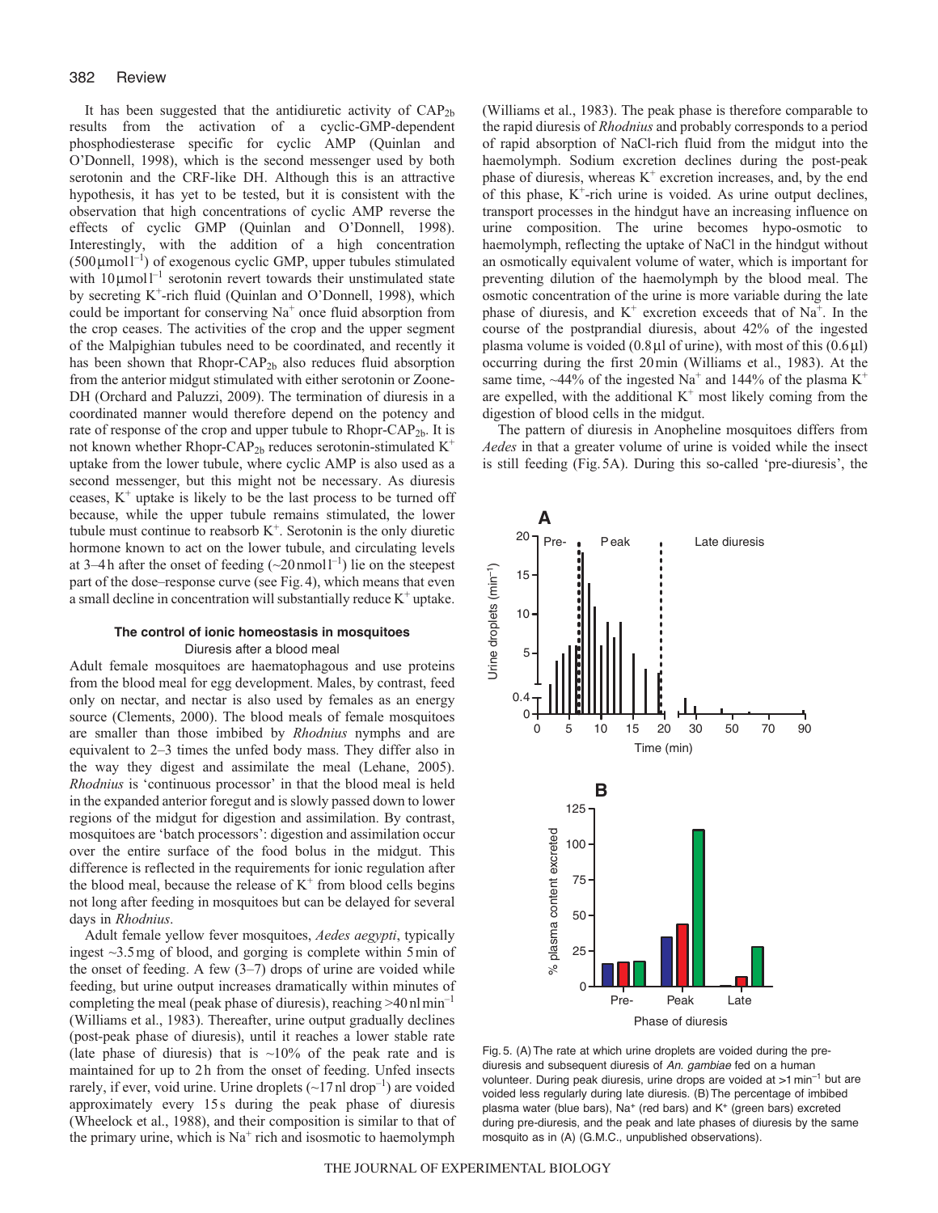It has been suggested that the antidiuretic activity of $CAP_{2b}$ results from the activation of a cyclic-GMP-dependent phosphodiesterase specific for cyclic AMP (Quinlan and O'Donnell, 1998), which is the second messenger used by both serotonin and the CRF-like DH. Although this is an attractive hypothesis, it has yet to be tested, but it is consistent with the observation that high concentrations of cyclic AMP reverse the effects of cyclic GMP (Quinlan and O'Donnell, 1998). Interestingly, with the addition of a high concentration ($500\,\mu mol\,l^{-1}$) of exogenous cyclic GMP, upper tubules stimulated with $10\,\mu mol\,l^{-1}$ serotonin revert towards their unstimulated state by secreting $K^+$-rich fluid (Quinlan and O'Donnell, 1998), which could be important for conserving $Na^+$ once fluid absorption from the crop ceases. The activities of the crop and the upper segment of the Malpighian tubules need to be coordinated, and recently it has been shown that Rhopr-$CAP_{2b}$ also reduces fluid absorption from the anterior midgut stimulated with either serotonin or Zoone-DH (Orchard and Paluzzi, 2009). The termination of diuresis in a coordinated manner would therefore depend on the potency and rate of response of the crop and upper tubule to Rhopr-$CAP_{2b}$. It is not known whether Rhopr-$CAP_{2b}$ reduces serotonin-stimulated $K^+$ uptake from the lower tubule, where cyclic AMP is also used as a second messenger, but this might not be necessary. As diuresis ceases, $K^+$ uptake is likely to be the last process to be turned off because, while the upper tubule remains stimulated, the lower tubule must continue to reabsorb $K^+$. Serotonin is the only diuretic hormone known to act on the lower tubule, and circulating levels at 3–4 h after the onset of feeding (~$20\,nmol\,l^{-1}$) lie on the steepest part of the dose–response curve (see Fig. 4), which means that even a small decline in concentration will substantially reduce $K^+$ uptake.

## The control of ionic homeostasis in mosquitoes

### Diuresis after a blood meal

Adult female mosquitoes are haematophagous and use proteins from the blood meal for egg development. Males, by contrast, feed only on nectar, and nectar is also used by females as an energy source (Clements, 2000). The blood meals of female mosquitoes are smaller than those imbibed by *Rhodnius* nymphs and are equivalent to 2–3 times the unfed body mass. They differ also in the way they digest and assimilate the meal (Lehane, 2005). *Rhodnius* is 'continuous processor' in that the blood meal is held in the expanded anterior foregut and is slowly passed down to lower regions of the midgut for digestion and assimilation. By contrast, mosquitoes are 'batch processors': digestion and assimilation occur over the entire surface of the food bolus in the midgut. This difference is reflected in the requirements for ionic regulation after the blood meal, because the release of $K^+$ from blood cells begins not long after feeding in mosquitoes but can be delayed for several days in *Rhodnius*.

Adult female yellow fever mosquitoes, *Aedes aegypti*, typically ingest ~3.5 mg of blood, and gorging is complete within 5 min of the onset of feeding. A few (3–7) drops of urine are voided while feeding, but urine output increases dramatically within minutes of completing the meal (peak phase of diuresis), reaching >$40\,nl\,min^{-1}$ (Williams et al., 1983). Thereafter, urine output gradually declines (post-peak phase of diuresis), until it reaches a lower stable rate (late phase of diuresis) that is ~10% of the peak rate and is maintained for up to 2 h from the onset of feeding. Unfed insects rarely, if ever, void urine. Urine droplets (~$17\,nl\,drop^{-1}$) are voided approximately every 15 s during the peak phase of diuresis (Wheelock et al., 1988), and their composition is similar to that of the primary urine, which is $Na^+$ rich and isosmotic to haemolymph (Williams et al., 1983). The peak phase is therefore comparable to the rapid diuresis of *Rhodnius* and probably corresponds to a period of rapid absorption of NaCl-rich fluid from the midgut into the haemolymph. Sodium excretion declines during the post-peak phase of diuresis, whereas $K^+$ excretion increases, and, by the end of this phase, $K^+$-rich urine is voided. As urine output declines, transport processes in the hindgut have an increasing influence on urine composition. The urine becomes hypo-osmotic to haemolymph, reflecting the uptake of NaCl in the hindgut without an osmotically equivalent volume of water, which is important for preventing dilution of the haemolymph by the blood meal. The osmotic concentration of the urine is more variable during the late phase of diuresis, and $K^+$ excretion exceeds that of $Na^+$. In the course of the postprandial diuresis, about 42% of the ingested plasma volume is voided ($0.8\,\mu l$ of urine), with most of this ($0.6\,\mu l$) occurring during the first 20 min (Williams et al., 1983). At the same time, ~44% of the ingested $Na^+$ and 144% of the plasma $K^+$ are expelled, with the additional $K^+$ most likely coming from the digestion of blood cells in the midgut.

The pattern of diuresis in Anopheline mosquitoes differs from *Aedes* in that a greater volume of urine is voided while the insect is still feeding (Fig. 5A). During this so-called 'pre-diuresis', the

Fig. 5. (A) The rate at which urine droplets are voided during the pre-diuresis and subsequent diuresis of *An. gambiae* fed on a human volunteer. During peak diuresis, urine drops are voided at >1 $min^{-1}$ but are voided less regularly during late diuresis. (B) The percentage of imbibed plasma water (blue bars), $Na^+$ (red bars) and $K^+$ (green bars) excreted during pre-diuresis, and the peak and late phases of diuresis by the same mosquito as in (A) (G.M.C., unpublished observations).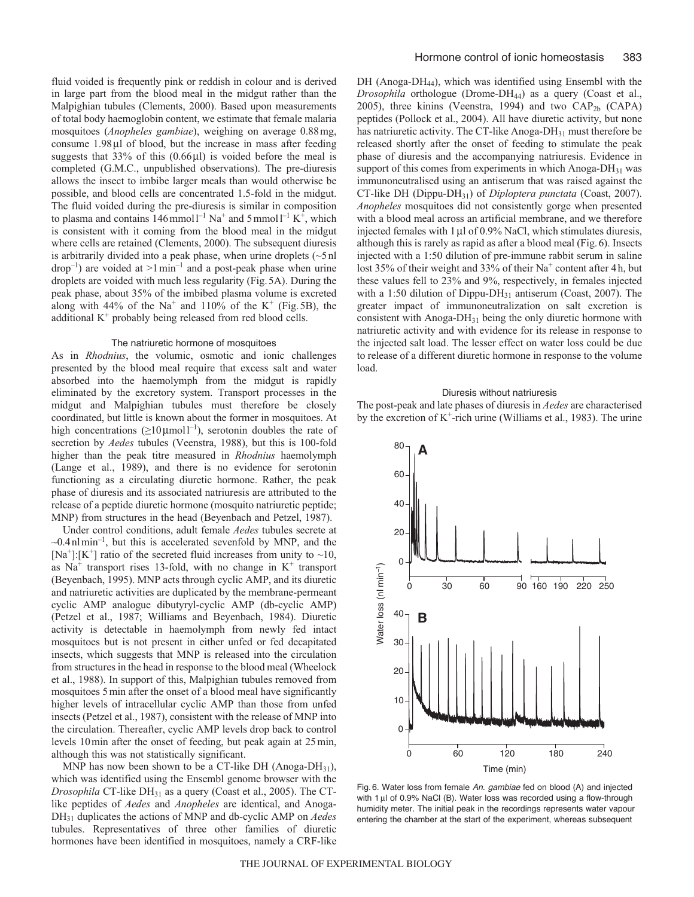fluid voided is frequently pink or reddish in colour and is derived in large part from the blood meal in the midgut rather than the Malpighian tubules (Clements, 2000). Based upon measurements of total body haemoglobin content, we estimate that female malaria mosquitoes (*Anopheles gambiae*), weighing on average 0.88 mg, consume 1.98 μl of blood, but the increase in mass after feeding suggests that 33% of this (0.66 μl) is voided before the meal is completed (G.M.C., unpublished observations). The pre-diuresis allows the insect to imbibe larger meals than would otherwise be possible, and blood cells are concentrated 1.5-fold in the midgut. The fluid voided during the pre-diuresis is similar in composition to plasma and contains 146 mmol l$^{-1}$ $Na^+$ and 5 mmol l$^{-1}$ $K^+$, which is consistent with it coming from the blood meal in the midgut where cells are retained (Clements, 2000). The subsequent diuresis is arbitrarily divided into a peak phase, when urine droplets (~5 nl drop$^{-1}$) are voided at >1 min$^{-1}$ and a post-peak phase when urine droplets are voided with much less regularity (Fig. 5A). During the peak phase, about 35% of the imbibed plasma volume is excreted along with 44% of the $Na^+$ and 110% of the $K^+$ (Fig. 5B), the additional $K^+$ probably being released from red blood cells.

### The natriuretic hormone of mosquitoes

As in *Rhodnius*, the volumic, osmotic and ionic challenges presented by the blood meal require that excess salt and water absorbed into the haemolymph from the midgut is rapidly eliminated by the excretory system. Transport processes in the midgut and Malpighian tubules must therefore be closely coordinated, but little is known about the former in mosquitoes. At high concentrations (≥10 μmol l$^{-1}$), serotonin doubles the rate of secretion by *Aedes* tubules (Veenstra, 1988), but this is 100-fold higher than the peak titre measured in *Rhodnius* haemolymph (Lange et al., 1989), and there is no evidence for serotonin functioning as a circulating diuretic hormone. Rather, the peak phase of diuresis and its associated natriuresis are attributed to the release of a peptide diuretic hormone (mosquito natriuretic peptide; MNP) from structures in the head (Beyenbach and Petzel, 1987).

Under control conditions, adult female *Aedes* tubules secrete at ~0.4 nl min$^{-1}$, but this is accelerated sevenfold by MNP, and the $[Na^+]$:$[K^+]$ ratio of the secreted fluid increases from unity to ~10, as $Na^+$ transport rises 13-fold, with no change in $K^+$ transport (Beyenbach, 1995). MNP acts through cyclic AMP, and its diuretic and natriuretic activities are duplicated by the membrane-permeant cyclic AMP analogue dibutyryl-cyclic AMP (db-cyclic AMP) (Petzel et al., 1987; Williams and Beyenbach, 1984). Diuretic activity is detectable in haemolymph from newly fed intact mosquitoes but is not present in either unfed or fed decapitated insects, which suggests that MNP is released into the circulation from structures in the head in response to the blood meal (Wheelock et al., 1988). In support of this, Malpighian tubules removed from mosquitoes 5 min after the onset of a blood meal have significantly higher levels of intracellular cyclic AMP than those from unfed insects (Petzel et al., 1987), consistent with the release of MNP into the circulation. Thereafter, cyclic AMP levels drop back to control levels 10 min after the onset of feeding, but peak again at 25 min, although this was not statistically significant.

MNP has now been shown to be a CT-like DH (Anoga-$DH_{31}$), which was identified using the Ensembl genome browser with the *Drosophila* CT-like $DH_{31}$ as a query (Coast et al., 2005). The CT-like peptides of *Aedes* and *Anopheles* are identical, and Anoga-$DH_{31}$ duplicates the actions of MNP and db-cyclic AMP on *Aedes* tubules. Representatives of three other families of diuretic hormones have been identified in mosquitoes, namely a CRF-like DH (Anoga-$DH_{44}$), which was identified using Ensembl with the *Drosophila* orthologue (Drome-$DH_{44}$) as a query (Coast et al., 2005), three kinins (Veenstra, 1994) and two $CAP_{2b}$ (CAPA) peptides (Pollock et al., 2004). All have diuretic activity, but none has natriuretic activity. The CT-like Anoga-$DH_{31}$ must therefore be released shortly after the onset of feeding to stimulate the peak phase of diuresis and the accompanying natriuresis. Evidence in support of this comes from experiments in which Anoga-$DH_{31}$ was immunoneutralised using an antiserum that was raised against the CT-like DH (Dippu-$DH_{31}$) of *Diploptera punctata* (Coast, 2007). *Anopheles* mosquitoes did not consistently gorge when presented with a blood meal across an artificial membrane, and we therefore injected females with 1 μl of 0.9% NaCl, which stimulates diuresis, although this is rarely as rapid as after a blood meal (Fig. 6). Insects injected with a 1:50 dilution of pre-immune rabbit serum in saline lost 35% of their weight and 33% of their $Na^+$ content after 4 h, but these values fell to 23% and 9%, respectively, in females injected with a 1:50 dilution of Dippu-$DH_{31}$ antiserum (Coast, 2007). The greater impact of immunoneutralization on salt excretion is consistent with Anoga-$DH_{31}$ being the only diuretic hormone with natriuretic activity and with evidence for its release in response to the injected salt load. The lesser effect on water loss could be due to release of a different diuretic hormone in response to the volume load.

### Diuresis without natriuresis

The post-peak and late phases of diuresis in *Aedes* are characterised by the excretion of $K^+$-rich urine (Williams et al., 1983). The urine

Fig. 6. Water loss from female *An. gambiae* fed on blood (A) and injected with 1 μl of 0.9% NaCl (B). Water loss was recorded using a flow-through humidity meter. The initial peak in the recordings represents water vapour entering the chamber at the start of the experiment, whereas subsequent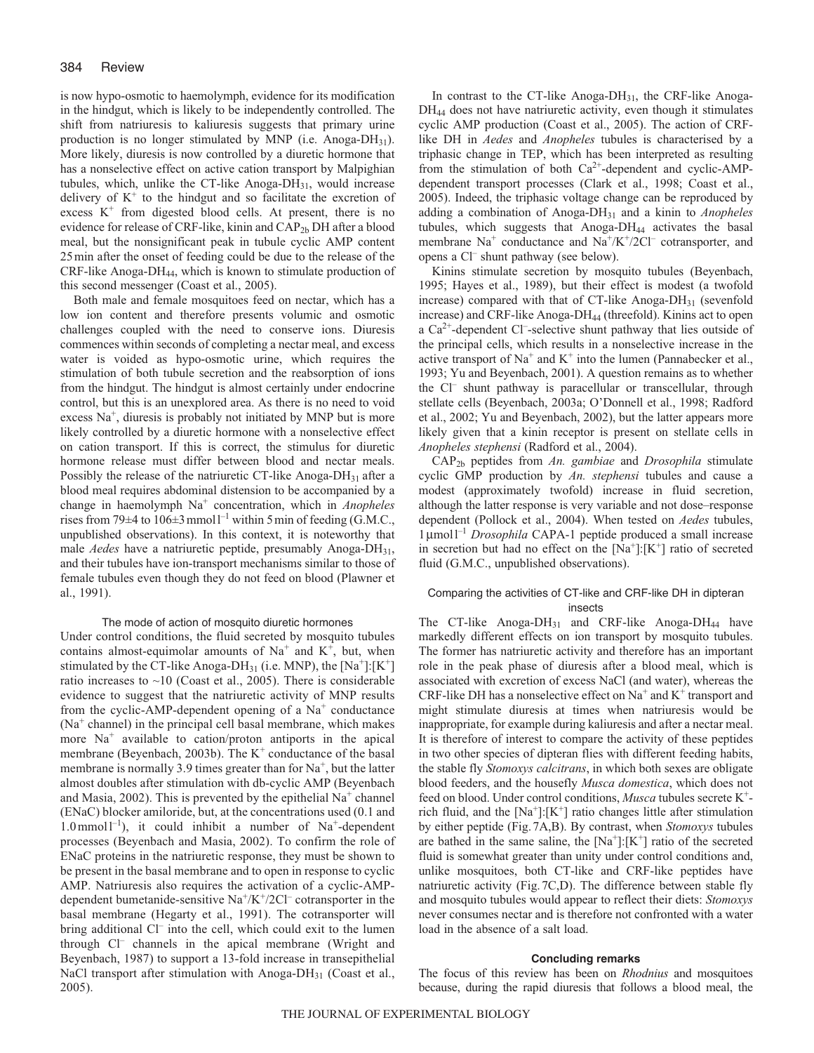is now hypo-osmotic to haemolymph, evidence for its modification in the hindgut, which is likely to be independently controlled. The shift from natriuresis to kaliuresis suggests that primary urine production is no longer stimulated by MNP (i.e. Anoga-$DH_{31}$). More likely, diuresis is now controlled by a diuretic hormone that has a nonselective effect on active cation transport by Malpighian tubules, which, unlike the CT-like Anoga-$DH_{31}$, would increase delivery of $K^+$ to the hindgut and so facilitate the excretion of excess $K^+$ from digested blood cells. At present, there is no evidence for release of CRF-like, kinin and $CAP_{2b}$ DH after a blood meal, but the nonsignificant peak in tubule cyclic AMP content 25 min after the onset of feeding could be due to the release of the CRF-like Anoga-$DH_{44}$, which is known to stimulate production of this second messenger (Coast et al., 2005).

Both male and female mosquitoes feed on nectar, which has a low ion content and therefore presents volumic and osmotic challenges coupled with the need to conserve ions. Diuresis commences within seconds of completing a nectar meal, and excess water is voided as hypo-osmotic urine, which requires the stimulation of both tubule secretion and the reabsorption of ions from the hindgut. The hindgut is almost certainly under endocrine control, but this is an unexplored area. As there is no need to void excess $Na^+$, diuresis is probably not initiated by MNP but is more likely controlled by a diuretic hormone with a nonselective effect on cation transport. If this is correct, the stimulus for diuretic hormone release must differ between blood and nectar meals. Possibly the release of the natriuretic CT-like Anoga-$DH_{31}$ after a blood meal requires abdominal distension to be accompanied by a change in haemolymph $Na^+$ concentration, which in *Anopheles* rises from 79±4 to 106±3 mmol l$^{-1}$ within 5 min of feeding (G.M.C., unpublished observations). In this context, it is noteworthy that male *Aedes* have a natriuretic peptide, presumably Anoga-$DH_{31}$, and their tubules have ion-transport mechanisms similar to those of female tubules even though they do not feed on blood (Plawner et al., 1991).

### The mode of action of mosquito diuretic hormones

Under control conditions, the fluid secreted by mosquito tubules contains almost-equimolar amounts of $Na^+$ and $K^+$, but, when stimulated by the CT-like Anoga-$DH_{31}$ (i.e. MNP), the $[Na^+]$:$[K^+]$ ratio increases to ~10 (Coast et al., 2005). There is considerable evidence to suggest that the natriuretic activity of MNP results from the cyclic-AMP-dependent opening of a $Na^+$ conductance ($Na^+$ channel) in the principal cell basal membrane, which makes more $Na^+$ available to cation/proton antiports in the apical membrane (Beyenbach, 2003b). The $K^+$ conductance of the basal membrane is normally 3.9 times greater than for $Na^+$, but the latter almost doubles after stimulation with db-cyclic AMP (Beyenbach and Masia, 2002). This is prevented by the epithelial $Na^+$ channel (ENaC) blocker amiloride, but, at the concentrations used (0.1 and 1.0 mmol l$^{-1}$), it could inhibit a number of $Na^+$-dependent processes (Beyenbach and Masia, 2002). To confirm the role of ENaC proteins in the natriuretic response, they must be shown to be present in the basal membrane and to open in response to cyclic AMP. Natriuresis also requires the activation of a cyclic-AMP-dependent bumetanide-sensitive $Na^+/K^+/2Cl^-$ cotransporter in the basal membrane (Hegarty et al., 1991). The cotransporter will bring additional $Cl^-$ into the cell, which could exit to the lumen through $Cl^-$ channels in the apical membrane (Wright and Beyenbach, 1987) to support a 13-fold increase in transepithelial NaCl transport after stimulation with Anoga-$DH_{31}$ (Coast et al., 2005).

In contrast to the CT-like Anoga-$DH_{31}$, the CRF-like Anoga-$DH_{44}$ does not have natriuretic activity, even though it stimulates cyclic AMP production (Coast et al., 2005). The action of CRF-like DH in *Aedes* and *Anopheles* tubules is characterised by a triphasic change in TEP, which has been interpreted as resulting from the stimulation of both $Ca^{2+}$-dependent and cyclic-AMP-dependent transport processes (Clark et al., 1998; Coast et al., 2005). Indeed, the triphasic voltage change can be reproduced by adding a combination of Anoga-$DH_{31}$ and a kinin to *Anopheles* tubules, which suggests that Anoga-$DH_{44}$ activates the basal membrane $Na^+$ conductance and $Na^+/K^+/2Cl^-$ cotransporter, and opens a $Cl^-$ shunt pathway (see below).

Kinins stimulate secretion by mosquito tubules (Beyenbach, 1995; Hayes et al., 1989), but their effect is modest (a twofold increase) compared with that of CT-like Anoga-$DH_{31}$ (sevenfold increase) and CRF-like Anoga-$DH_{44}$ (threefold). Kinins act to open a $Ca^{2+}$-dependent $Cl^-$-selective shunt pathway that lies outside of the principal cells, which results in a nonselective increase in the active transport of $Na^+$ and $K^+$ into the lumen (Pannabecker et al., 1993; Yu and Beyenbach, 2001). A question remains as to whether the $Cl^-$ shunt pathway is paracellular or transcellular, through stellate cells (Beyenbach, 2003a; O'Donnell et al., 1998; Radford et al., 2002; Yu and Beyenbach, 2002), but the latter appears more likely given that a kinin receptor is present on stellate cells in *Anopheles stephensi* (Radford et al., 2004).

$CAP_{2b}$ peptides from *An. gambiae* and *Drosophila* stimulate cyclic GMP production by *An. stephensi* tubules and cause a modest (approximately twofold) increase in fluid secretion, although the latter response is very variable and not dose–response dependent (Pollock et al., 2004). When tested on *Aedes* tubules, 1 μmol l$^{-1}$ *Drosophila* CAPA-1 peptide produced a small increase in secretion but had no effect on the $[Na^+]$:$[K^+]$ ratio of secreted fluid (G.M.C., unpublished observations).

### Comparing the activities of CT-like and CRF-like DH in dipteran insects

The CT-like Anoga-$DH_{31}$ and CRF-like Anoga-$DH_{44}$ have markedly different effects on ion transport by mosquito tubules. The former has natriuretic activity and therefore has an important role in the peak phase of diuresis after a blood meal, which is associated with excretion of excess NaCl (and water), whereas the CRF-like DH has a nonselective effect on $Na^+$ and $K^+$ transport and might stimulate diuresis at times when natriuresis would be inappropriate, for example during kaliuresis and after a nectar meal. It is therefore of interest to compare the activity of these peptides in two other species of dipteran flies with different feeding habits, the stable fly *Stomoxys calcitrans*, in which both sexes are obligate blood feeders, and the housefly *Musca domestica*, which does not feed on blood. Under control conditions, *Musca* tubules secrete $K^+$-rich fluid, and the $[Na^+]$:$[K^+]$ ratio changes little after stimulation by either peptide (Fig. 7A,B). By contrast, when *Stomoxys* tubules are bathed in the same saline, the $[Na^+]$:$[K^+]$ ratio of the secreted fluid is somewhat greater than unity under control conditions and, unlike mosquitoes, both CT-like and CRF-like peptides have natriuretic activity (Fig. 7C,D). The difference between stable fly and mosquito tubules would appear to reflect their diets: *Stomoxys* never consumes nectar and is therefore not confronted with a water load in the absence of a salt load.

## Concluding remarks

The focus of this review has been on *Rhodnius* and mosquitoes because, during the rapid diuresis that follows a blood meal, the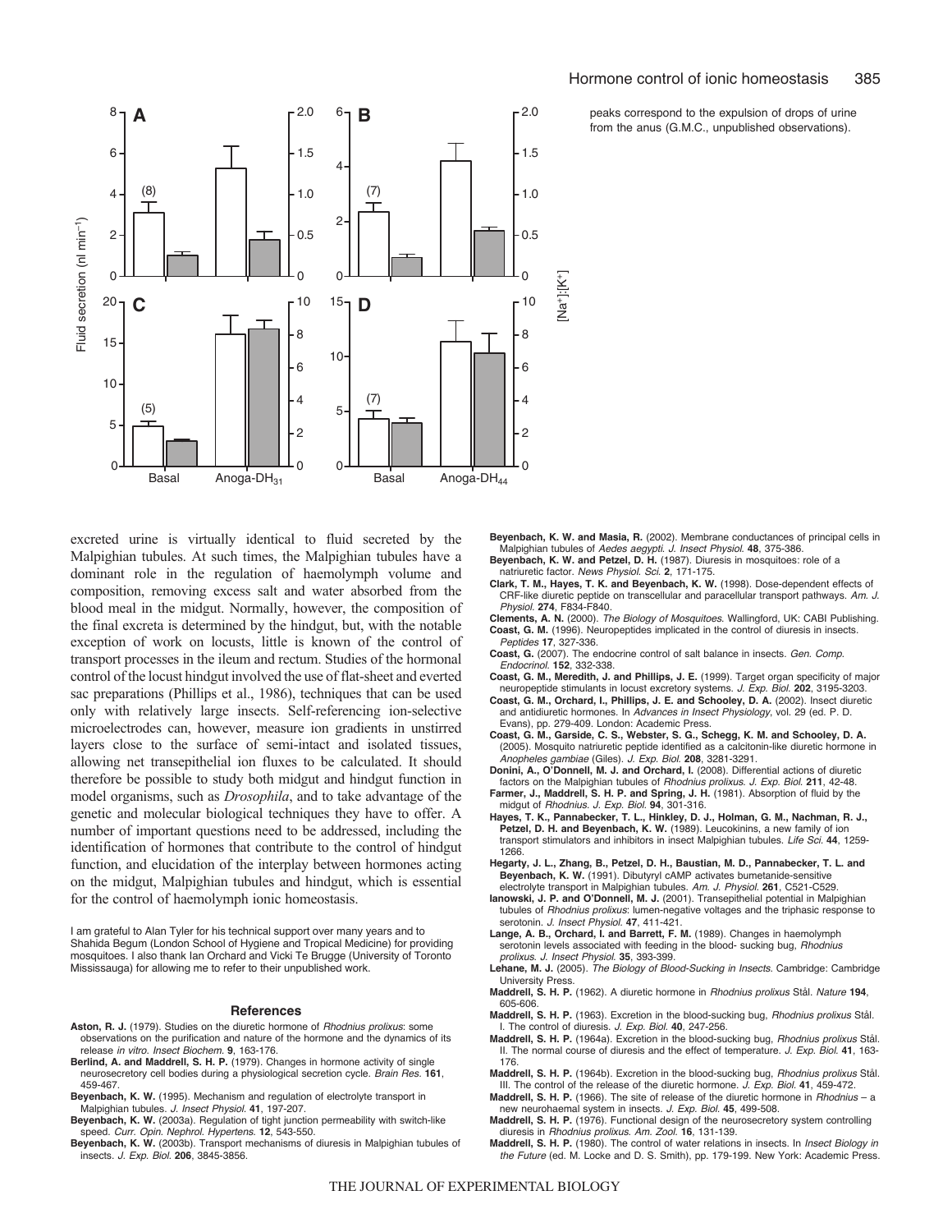A B
8 6 4 2 0
Fluid secretion (nl min−1)
(8)
2.0 1.5 1.0 0.5 0
6 4 2 0
(7)
2.0 1.5 1.0 0.5 0
[Na+]:[K+]
C D
20 15 10 5 0
(5)
10 8 6 4 2 0
15 10 5 0
(7)
10 8 6 4 2 0
Basal Anoga-DH31
Basal Anoga-DH44

peaks correspond to the expulsion of drops of urine from the anus (G.M.C., unpublished observations).

excreted urine is virtually identical to fluid secreted by the Malpighian tubules. At such times, the Malpighian tubules have a dominant role in the regulation of haemolymph volume and composition, removing excess salt and water absorbed from the blood meal in the midgut. Normally, however, the composition of the final excreta is determined by the hindgut, but, with the notable exception of work on locusts, little is known of the control of transport processes in the ileum and rectum. Studies of the hormonal control of the locust hindgut involved the use of flat-sheet and everted sac preparations (Phillips et al., 1986), techniques that can be used only with relatively large insects. Self-referencing ion-selective microelectrodes can, however, measure ion gradients in unstirred layers close to the surface of semi-intact and isolated tissues, allowing net transepithelial ion fluxes to be calculated. It should therefore be possible to study both midgut and hindgut function in model organisms, such as *Drosophila*, and to take advantage of the genetic and molecular biological techniques they have to offer. A number of important questions need to be addressed, including the identification of hormones that contribute to the control of hindgut function, and elucidation of the interplay between hormones acting on the midgut, Malpighian tubules and hindgut, which is essential for the control of haemolymph ionic homeostasis.

I am grateful to Alan Tyler for his technical support over many years and to Shahida Begum (London School of Hygiene and Tropical Medicine) for providing mosquitoes. I also thank Ian Orchard and Vicki Te Brugge (University of Toronto Mississauga) for allowing me to refer to their unpublished work.

## References

**Aston, R. J.** (1979). Studies on the diuretic hormone of *Rhodnius prolixus*: some observations on the purification and nature of the hormone and the dynamics of its release *in vitro*. *Insect Biochem.* **9**, 163-176.

**Berlind, A. and Maddrell, S. H. P.** (1979). Changes in hormone activity of single neurosecretory cell bodies during a physiological secretion cycle. *Brain Res.* **161**, 459-467.

**Beyenbach, K. W.** (1995). Mechanism and regulation of electrolyte transport in Malpighian tubules. *J. Insect Physiol.* **41**, 197-207.

**Beyenbach, K. W.** (2003a). Regulation of tight junction permeability with switch-like speed. *Curr. Opin. Nephrol. Hypertens.* **12**, 543-550.

**Beyenbach, K. W.** (2003b). Transport mechanisms of diuresis in Malpighian tubules of insects. *J. Exp. Biol.* **206**, 3845-3856.

**Beyenbach, K. W. and Masia, R.** (2002). Membrane conductances of principal cells in Malpighian tubules of *Aedes aegypti*. *J. Insect Physiol.* **48**, 375-386.

**Beyenbach, K. W. and Petzel, D. H.** (1987). Diuresis in mosquitoes: role of a natriuretic factor. *News Physiol. Sci.* **2**, 171-175.

**Clark, T. M., Hayes, T. K. and Beyenbach, K. W.** (1998). Dose-dependent effects of CRF-like diuretic peptide on transcellular and paracellular transport pathways. *Am. J. Physiol.* **274**, F834-F840.

**Clements, A. N.** (2000). *The Biology of Mosquitoes*. Wallingford, UK: CABI Publishing.

**Coast, G. M.** (1996). Neuropeptides implicated in the control of diuresis in insects. *Peptides* **17**, 327-336.

**Coast, G.** (2007). The endocrine control of salt balance in insects. *Gen. Comp. Endocrinol.* **152**, 332-338.

**Coast, G. M., Meredith, J. and Phillips, J. E.** (1999). Target organ specificity of major neuropeptide stimulants in locust excretory systems. *J. Exp. Biol.* **202**, 3195-3203.

**Coast, G. M., Orchard, I., Phillips, J. E. and Schooley, D. A.** (2002). Insect diuretic and antidiuretic hormones. In *Advances in Insect Physiology*, vol. 29 (ed. P. D. Evans), pp. 279-409. London: Academic Press.

**Coast, G. M., Garside, C. S., Webster, S. G., Schegg, K. M. and Schooley, D. A.** (2005). Mosquito natriuretic peptide identified as a calcitonin-like diuretic hormone in *Anopheles gambiae* (Giles). *J. Exp. Biol.* **208**, 3281-3291.

**Donini, A., O'Donnell, M. J. and Orchard, I.** (2008). Differential actions of diuretic factors on the Malpighian tubules of *Rhodnius prolixus*. *J. Exp. Biol.* **211**, 42-48.

**Farmer, J., Maddrell, S. H. P. and Spring, J. H.** (1981). Absorption of fluid by the midgut of *Rhodnius*. *J. Exp. Biol.* **94**, 301-316.

**Hayes, T. K., Pannabecker, T. L., Hinkley, D. J., Holman, G. M., Nachman, R. J., Petzel, D. H. and Beyenbach, K. W.** (1989). Leucokinins, a new family of ion transport stimulators and inhibitors in insect Malpighian tubules. *Life Sci.* **44**, 1259-1266.

**Hegarty, J. L., Zhang, B., Petzel, D. H., Baustian, M. D., Pannabecker, T. L. and Beyenbach, K. W.** (1991). Dibutyryl cAMP activates bumetanide-sensitive electrolyte transport in Malpighian tubules. *Am. J. Physiol.* **261**, C521-C529.

**Ianowski, J. P. and O'Donnell, M. J.** (2001). Transepithelial potential in Malpighian tubules of *Rhodnius prolixus*: lumen-negative voltages and the triphasic response to serotonin. *J. Insect Physiol.* **47**, 411-421.

**Lange, A. B., Orchard, I. and Barrett, F. M.** (1989). Changes in haemolymph serotonin levels associated with feeding in the blood- sucking bug, *Rhodnius prolixus*. *J. Insect Physiol.* **35**, 393-399.

**Lehane, M. J.** (2005). *The Biology of Blood-Sucking in Insects*. Cambridge: Cambridge University Press.

**Maddrell, S. H. P.** (1962). A diuretic hormone in *Rhodnius prolixus* Stål. *Nature* **194**, 605-606.

**Maddrell, S. H. P.** (1963). Excretion in the blood-sucking bug, *Rhodnius prolixus* Stål. I. The control of diuresis. *J. Exp. Biol.* **40**, 247-256.

**Maddrell, S. H. P.** (1964a). Excretion in the blood-sucking bug, *Rhodnius prolixus* Stål. II. The normal course of diuresis and the effect of temperature. *J. Exp. Biol.* **41**, 163-176.

**Maddrell, S. H. P.** (1964b). Excretion in the blood-sucking bug, *Rhodnius prolixus* Stål. III. The control of the release of the diuretic hormone. *J. Exp. Biol.* **41**, 459-472.

**Maddrell, S. H. P.** (1966). The site of release of the diuretic hormone in *Rhodnius* – a new neurohaemal system in insects. *J. Exp. Biol.* **45**, 499-508.

**Maddrell, S. H. P.** (1976). Functional design of the neurosecretory system controlling diuresis in *Rhodnius prolixus*. *Am. Zool.* **16**, 131-139.

**Maddrell, S. H. P.** (1980). The control of water relations in insects. In *Insect Biology in the Future* (ed. M. Locke and D. S. Smith), pp. 179-199. New York: Academic Press.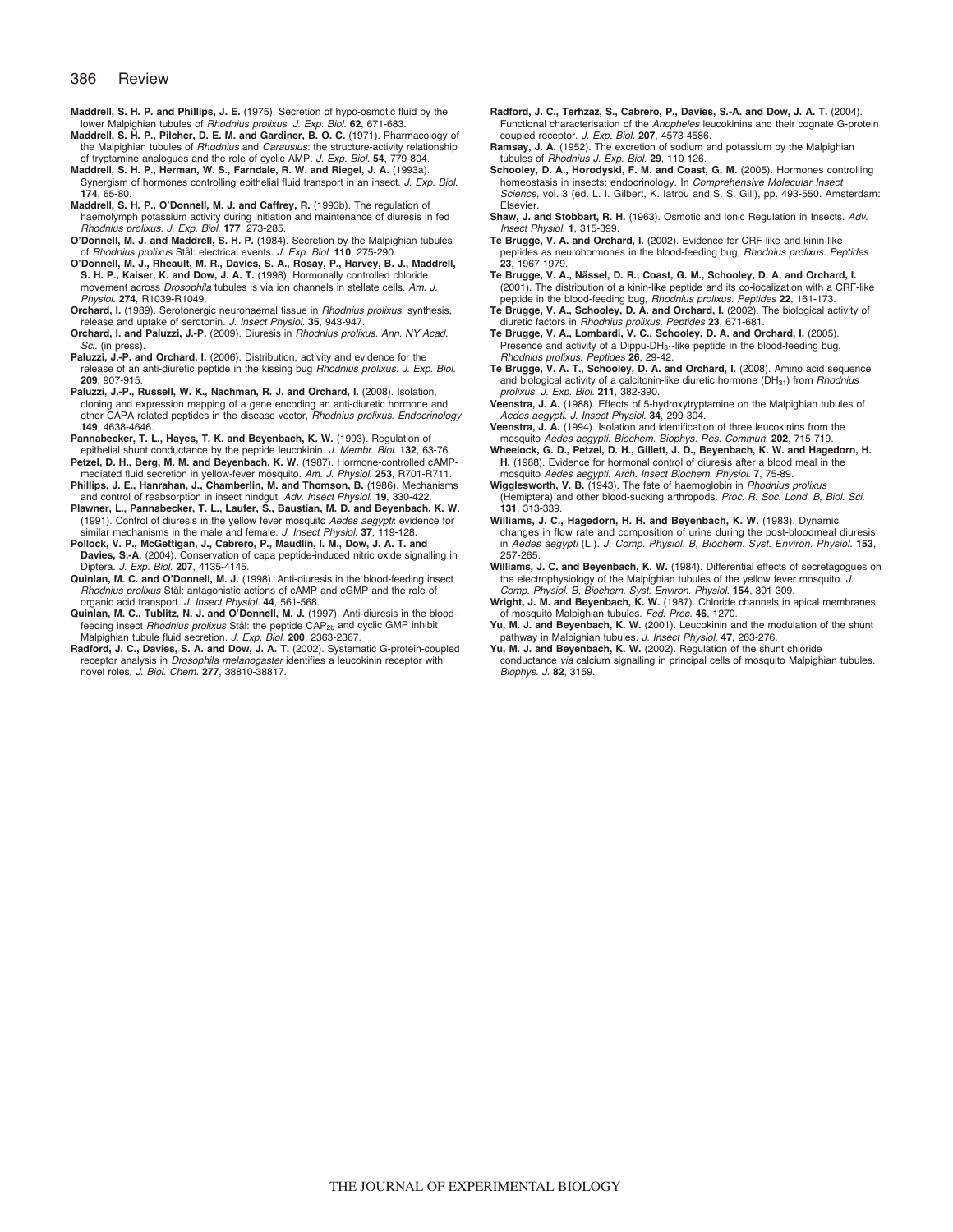**Maddrell, S. H. P. and Phillips, J. E.** (1975). Secretion of hypo-osmotic fluid by the lower Malpighian tubules of *Rhodnius prolixus*. *J. Exp. Biol.* **62**, 671-683.

**Maddrell, S. H. P., Pilcher, D. E. M. and Gardiner, B. O. C.** (1971). Pharmacology of the Malpighian tubules of *Rhodnius* and *Carausius*: the structure-activity relationship of tryptamine analogues and the role of cyclic AMP. *J. Exp. Biol.* **54**, 779-804.

**Maddrell, S. H. P., Herman, W. S., Farndale, R. W. and Riegel, J. A.** (1993a). Synergism of hormones controlling epithelial fluid transport in an insect. *J. Exp. Biol.* **174**, 65-80.

**Maddrell, S. H. P., O'Donnell, M. J. and Caffrey, R.** (1993b). The regulation of haemolymph potassium activity during initiation and maintenance of diuresis in fed *Rhodnius prolixus*. *J. Exp. Biol.* **177**, 273-285.

**O'Donnell, M. J. and Maddrell, S. H. P.** (1984). Secretion by the Malpighian tubules of *Rhodnius prolixus* Stål: electrical events. *J. Exp. Biol.* **110**, 275-290.

**O'Donnell, M. J., Rheault, M. R., Davies, S. A., Rosay, P., Harvey, B. J., Maddrell, S. H. P., Kaiser, K. and Dow, J. A. T.** (1998). Hormonally controlled chloride movement across *Drosophila* tubules is via ion channels in stellate cells. *Am. J. Physiol.* **274**, R1039-R1049.

**Orchard, I.** (1989). Serotonergic neurohaemal tissue in *Rhodnius prolixus*: synthesis, release and uptake of serotonin. *J. Insect Physiol.* **35**, 943-947.

**Orchard, I. and Paluzzi, J.-P.** (2009). Diuresis in *Rhodnius prolixus*. *Ann. NY Acad. Sci.* (in press).

**Paluzzi, J.-P. and Orchard, I.** (2006). Distribution, activity and evidence for the release of an anti-diuretic peptide in the kissing bug *Rhodnius prolixus*. *J. Exp. Biol.* **209**, 907-915.

**Paluzzi, J.-P., Russell, W. K., Nachman, R. J. and Orchard, I.** (2008). Isolation, cloning and expression mapping of a gene encoding an anti-diuretic hormone and other CAPA-related peptides in the disease vector, *Rhodnius prolixus*. *Endocrinology* **149**, 4638-4646.

**Pannabecker, T. L., Hayes, T. K. and Beyenbach, K. W.** (1993). Regulation of epithelial shunt conductance by the peptide leucokinin. *J. Membr. Biol.* **132**, 63-76.

**Petzel, D. H., Berg, M. M. and Beyenbach, K. W.** (1987). Hormone-controlled cAMP-mediated fluid secretion in yellow-fever mosquito. *Am. J. Physiol.* **253**, R701-R711.

**Phillips, J. E., Hanrahan, J., Chamberlin, M. and Thomson, B.** (1986). Mechanisms and control of reabsorption in insect hindgut. *Adv. Insect Physiol.* **19**, 330-422.

**Plawner, L., Pannabecker, T. L., Laufer, S., Baustian, M. D. and Beyenbach, K. W.** (1991). Control of diuresis in the yellow fever mosquito *Aedes aegypti*: evidence for similar mechanisms in the male and female. *J. Insect Physiol.* **37**, 119-128.

**Pollock, V. P., McGettigan, J., Cabrero, P., Maudlin, I. M., Dow, J. A. T. and Davies, S.-A.** (2004). Conservation of capa peptide-induced nitric oxide signalling in Diptera. *J. Exp. Biol.* **207**, 4135-4145.

**Quinlan, M. C. and O'Donnell, M. J.** (1998). Anti-diuresis in the blood-feeding insect *Rhodnius prolixus* Stål: antagonistic actions of cAMP and cGMP and the role of organic acid transport. *J. Insect Physiol.* **44**, 561-568.

**Quinlan, M. C., Tublitz, N. J. and O'Donnell, M. J.** (1997). Anti-diuresis in the blood-feeding insect *Rhodnius prolixus* Stål: the peptide $CAP_{2b}$ and cyclic GMP inhibit Malpighian tubule fluid secretion. *J. Exp. Biol.* **200**, 2363-2367.

**Radford, J. C., Davies, S. A. and Dow, J. A. T.** (2002). Systematic G-protein-coupled receptor analysis in *Drosophila melanogaster* identifies a leucokinin receptor with novel roles. *J. Biol. Chem.* **277**, 38810-38817.

**Radford, J. C., Terhzaz, S., Cabrero, P., Davies, S.-A. and Dow, J. A. T.** (2004). Functional characterisation of the *Anopheles* leucokinins and their cognate G-protein coupled receptor. *J. Exp. Biol.* **207**, 4573-4586.

**Ramsay, J. A.** (1952). The excretion of sodium and potassium by the Malpighian tubules of *Rhodnius J. Exp. Biol.* **29**, 110-126.

**Schooley, D. A., Horodyski, F. M. and Coast, G. M.** (2005). Hormones controlling homeostasis in insects: endocrinology. In *Comprehensive Molecular Insect Science*, vol. 3 (ed. L. I. Gilbert, K. Iatrou and S. S. Gill), pp. 493-550. Amsterdam: Elsevier.

**Shaw, J. and Stobbart, R. H.** (1963). Osmotic and Ionic Regulation in Insects. *Adv. Insect Physiol.* **1**, 315-399.

**Te Brugge, V. A. and Orchard, I.** (2002). Evidence for CRF-like and kinin-like peptides as neurohormones in the blood-feeding bug, *Rhodnius prolixus*. *Peptides* **23**, 1967-1979.

**Te Brugge, V. A., Nässel, D. R., Coast, G. M., Schooley, D. A. and Orchard, I.** (2001). The distribution of a kinin-like peptide and its co-localization with a CRF-like peptide in the blood-feeding bug, *Rhodnius prolixus*. *Peptides* **22**, 161-173.

**Te Brugge, V. A., Schooley, D. A. and Orchard, I.** (2002). The biological activity of diuretic factors in *Rhodnius prolixus*. *Peptides* **23**, 671-681.

**Te Brugge, V. A., Lombardi, V. C., Schooley, D. A. and Orchard, I.** (2005). Presence and activity of a Dippu-$DH_{31}$-like peptide in the blood-feeding bug, *Rhodnius prolixus*. *Peptides* **26**, 29-42.

**Te Brugge, V. A. T., Schooley, D. A. and Orchard, I.** (2008). Amino acid sequence and biological activity of a calcitonin-like diuretic hormone ($DH_{31}$) from *Rhodnius prolixus*. *J. Exp. Biol.* **211**, 382-390.

**Veenstra, J. A.** (1988). Effects of 5-hydroxytryptamine on the Malpighian tubules of *Aedes aegypti*. *J. Insect Physiol.* **34**, 299-304.

**Veenstra, J. A.** (1994). Isolation and identification of three leucokinins from the mosquito *Aedes aegypti*. *Biochem. Biophys. Res. Commun.* **202**, 715-719.

**Wheelock, G. D., Petzel, D. H., Gillett, J. D., Beyenbach, K. W. and Hagedorn, H. H.** (1988). Evidence for hormonal control of diuresis after a blood meal in the mosquito *Aedes aegypti*. *Arch. Insect Biochem. Physiol.* **7**, 75-89.

**Wigglesworth, V. B.** (1943). The fate of haemoglobin in *Rhodnius prolixus* (Hemiptera) and other blood-sucking arthropods. *Proc. R. Soc. Lond. B, Biol. Sci.* **131**, 313-339.

**Williams, J. C., Hagedorn, H. H. and Beyenbach, K. W.** (1983). Dynamic changes in flow rate and composition of urine during the post-bloodmeal diuresis in *Aedes aegypti* (L.). *J. Comp. Physiol. B, Biochem. Syst. Environ. Physiol.* **153**, 257-265.

**Williams, J. C. and Beyenbach, K. W.** (1984). Differential effects of secretagogues on the electrophysiology of the Malpighian tubules of the yellow fever mosquito. *J. Comp. Physiol. B, Biochem. Syst. Environ. Physiol.* **154**, 301-309.

**Wright, J. M. and Beyenbach, K. W.** (1987). Chloride channels in apical membranes of mosquito Malpighian tubules. *Fed. Proc.* **46**, 1270.

**Yu, M. J. and Beyenbach, K. W.** (2001). Leucokinin and the modulation of the shunt pathway in Malpighian tubules. *J. Insect Physiol.* **47**, 263-276.

**Yu, M. J. and Beyenbach, K. W.** (2002). Regulation of the shunt chloride conductance *via* calcium signalling in principal cells of mosquito Malpighian tubules. *Biophys. J.* **82**, 3159.